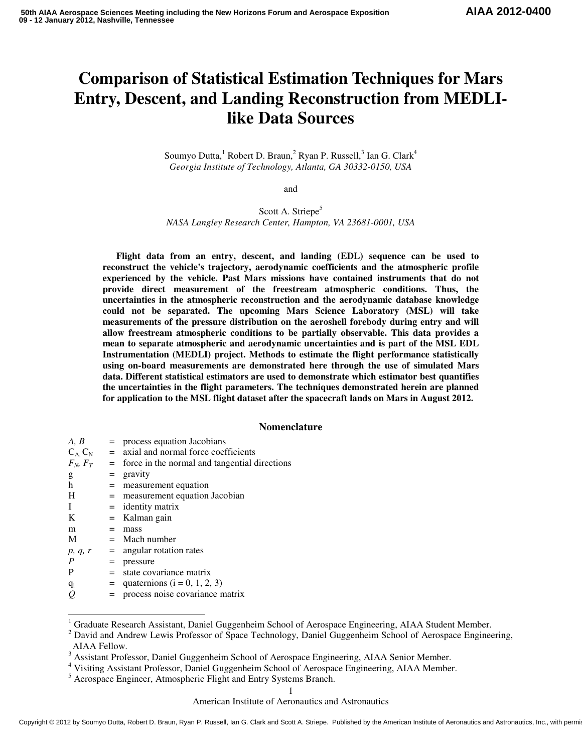# Comparison of Statistical Estimation Techniques for Mars Entry, Descent, and Landing Reconstruction from MEDLI-like Data Sources

Soumyo Dutta,[1] Robert D. Braun,[2] Ryan P. Russell,[3] Ian G. Clark[4]
*Georgia Institute of Technology, Atlanta, GA 30332-0150, USA*

and

Scott A. Striepe[5]
*NASA Langley Research Center, Hampton, VA 23681-0001, USA*

**Flight data from an entry, descent, and landing (EDL) sequence can be used to reconstruct the vehicle's trajectory, aerodynamic coefficients and the atmospheric profile experienced by the vehicle. Past Mars missions have contained instruments that do not provide direct measurement of the freestream atmospheric conditions. Thus, the uncertainties in the atmospheric reconstruction and the aerodynamic database knowledge could not be separated. The upcoming Mars Science Laboratory (MSL) will take measurements of the pressure distribution on the aeroshell forebody during entry and will allow freestream atmospheric conditions to be partially observable. This data provides a mean to separate atmospheric and aerodynamic uncertainties and is part of the MSL EDL Instrumentation (MEDLI) project. Methods to estimate the flight performance statistically using on-board measurements are demonstrated here through the use of simulated Mars data. Different statistical estimators are used to demonstrate which estimator best quantifies the uncertainties in the flight parameters. The techniques demonstrated herein are planned for application to the MSL flight dataset after the spacecraft lands on Mars in August 2012.**

## Nomenclature

| | | |
|---|---|---|
| *A, B* | = | process equation Jacobians |
| $C_A$, $C_N$ | = | axial and normal force coefficients |
| $F_N$, $F_T$ | = | force in the normal and tangential directions |
| g | = | gravity |
| h | = | measurement equation |
| H | = | measurement equation Jacobian |
| I | = | identity matrix |
| K | = | Kalman gain |
| m | = | mass |
| M | = | Mach number |
| *p, q, r* | = | angular rotation rates |
| *P* | = | pressure |
| P | = | state covariance matrix |
| $q_i$ | = | quaternions (i = 0, 1, 2, 3) |
| *Q* | = | process noise covariance matrix |

[1] Graduate Research Assistant, Daniel Guggenheim School of Aerospace Engineering, AIAA Student Member.
[2] David and Andrew Lewis Professor of Space Technology, Daniel Guggenheim School of Aerospace Engineering, AIAA Fellow.
[3] Assistant Professor, Daniel Guggenheim School of Aerospace Engineering, AIAA Senior Member.
[4] Visiting Assistant Professor, Daniel Guggenheim School of Aerospace Engineering, AIAA Member.
[5] Aerospace Engineer, Atmospheric Flight and Entry Systems Branch.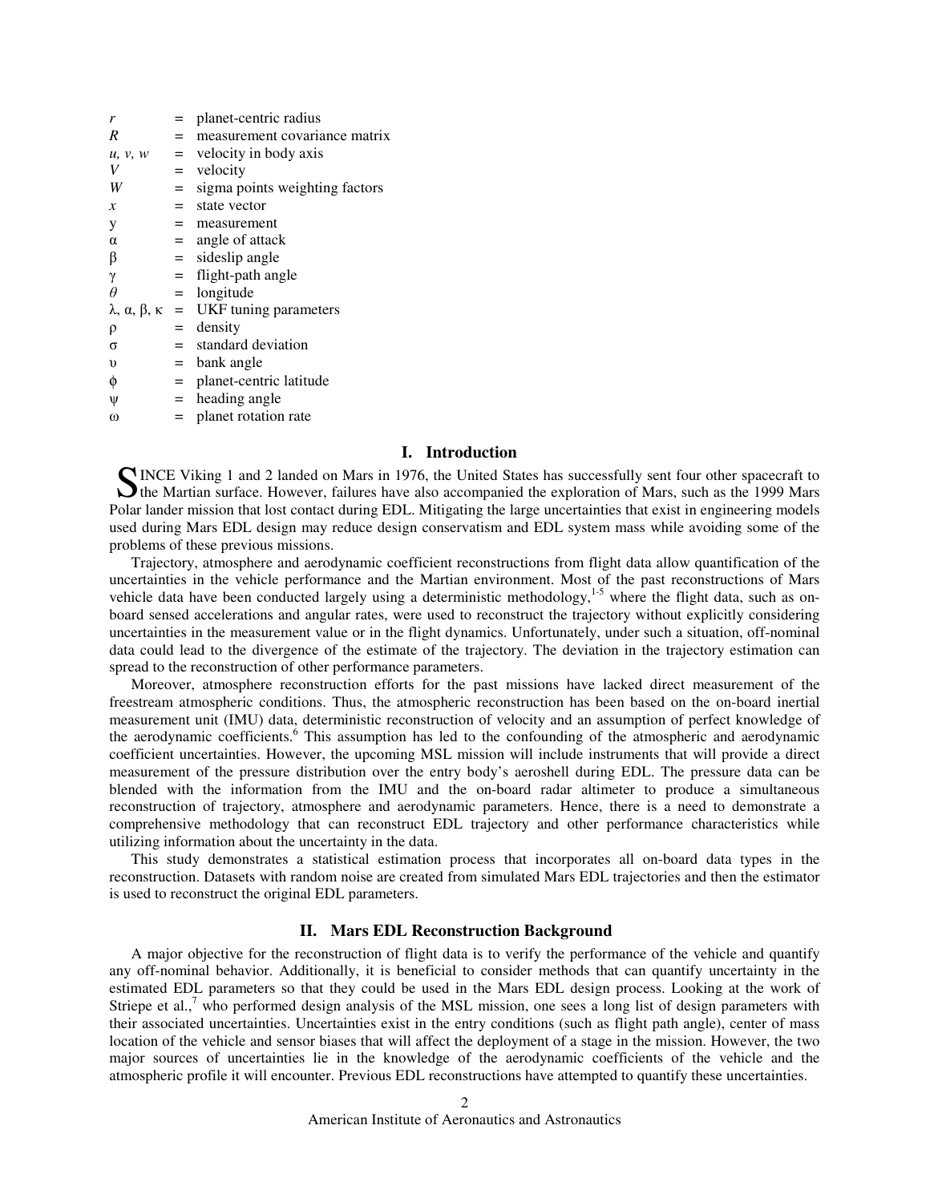| | | |
|---|---|---|
| $r$ | = | planet-centric radius |
| $R$ | = | measurement covariance matrix |
| $u, v, w$ | = | velocity in body axis |
| $V$ | = | velocity |
| $W$ | = | sigma points weighting factors |
| $x$ | = | state vector |
| y | = | measurement |
| $\alpha$ | = | angle of attack |
| $\beta$ | = | sideslip angle |
| $\gamma$ | = | flight-path angle |
| $\theta$ | = | longitude |
| $\lambda, \alpha, \beta, \kappa$ | = | UKF tuning parameters |
| $\rho$ | = | density |
| $\sigma$ | = | standard deviation |
| $\upsilon$ | = | bank angle |
| $\phi$ | = | planet-centric latitude |
| $\psi$ | = | heading angle |
| $\omega$ | = | planet rotation rate |

## I. Introduction

SINCE Viking 1 and 2 landed on Mars in 1976, the United States has successfully sent four other spacecraft to the Martian surface. However, failures have also accompanied the exploration of Mars, such as the 1999 Mars Polar lander mission that lost contact during EDL. Mitigating the large uncertainties that exist in engineering models used during Mars EDL design may reduce design conservatism and EDL system mass while avoiding some of the problems of these previous missions.

Trajectory, atmosphere and aerodynamic coefficient reconstructions from flight data allow quantification of the uncertainties in the vehicle performance and the Martian environment. Most of the past reconstructions of Mars vehicle data have been conducted largely using a deterministic methodology,[1-5] where the flight data, such as on-board sensed accelerations and angular rates, were used to reconstruct the trajectory without explicitly considering uncertainties in the measurement value or in the flight dynamics. Unfortunately, under such a situation, off-nominal data could lead to the divergence of the estimate of the trajectory. The deviation in the trajectory estimation can spread to the reconstruction of other performance parameters.

Moreover, atmosphere reconstruction efforts for the past missions have lacked direct measurement of the freestream atmospheric conditions. Thus, the atmospheric reconstruction has been based on the on-board inertial measurement unit (IMU) data, deterministic reconstruction of velocity and an assumption of perfect knowledge of the aerodynamic coefficients.[6] This assumption has led to the confounding of the atmospheric and aerodynamic coefficient uncertainties. However, the upcoming MSL mission will include instruments that will provide a direct measurement of the pressure distribution over the entry body's aeroshell during EDL. The pressure data can be blended with the information from the IMU and the on-board radar altimeter to produce a simultaneous reconstruction of trajectory, atmosphere and aerodynamic parameters. Hence, there is a need to demonstrate a comprehensive methodology that can reconstruct EDL trajectory and other performance characteristics while utilizing information about the uncertainty in the data.

This study demonstrates a statistical estimation process that incorporates all on-board data types in the reconstruction. Datasets with random noise are created from simulated Mars EDL trajectories and then the estimator is used to reconstruct the original EDL parameters.

## II. Mars EDL Reconstruction Background

A major objective for the reconstruction of flight data is to verify the performance of the vehicle and quantify any off-nominal behavior. Additionally, it is beneficial to consider methods that can quantify uncertainty in the estimated EDL parameters so that they could be used in the Mars EDL design process. Looking at the work of Striepe et al.,[7] who performed design analysis of the MSL mission, one sees a long list of design parameters with their associated uncertainties. Uncertainties exist in the entry conditions (such as flight path angle), center of mass location of the vehicle and sensor biases that will affect the deployment of a stage in the mission. However, the two major sources of uncertainties lie in the knowledge of the aerodynamic coefficients of the vehicle and the atmospheric profile it will encounter. Previous EDL reconstructions have attempted to quantify these uncertainties.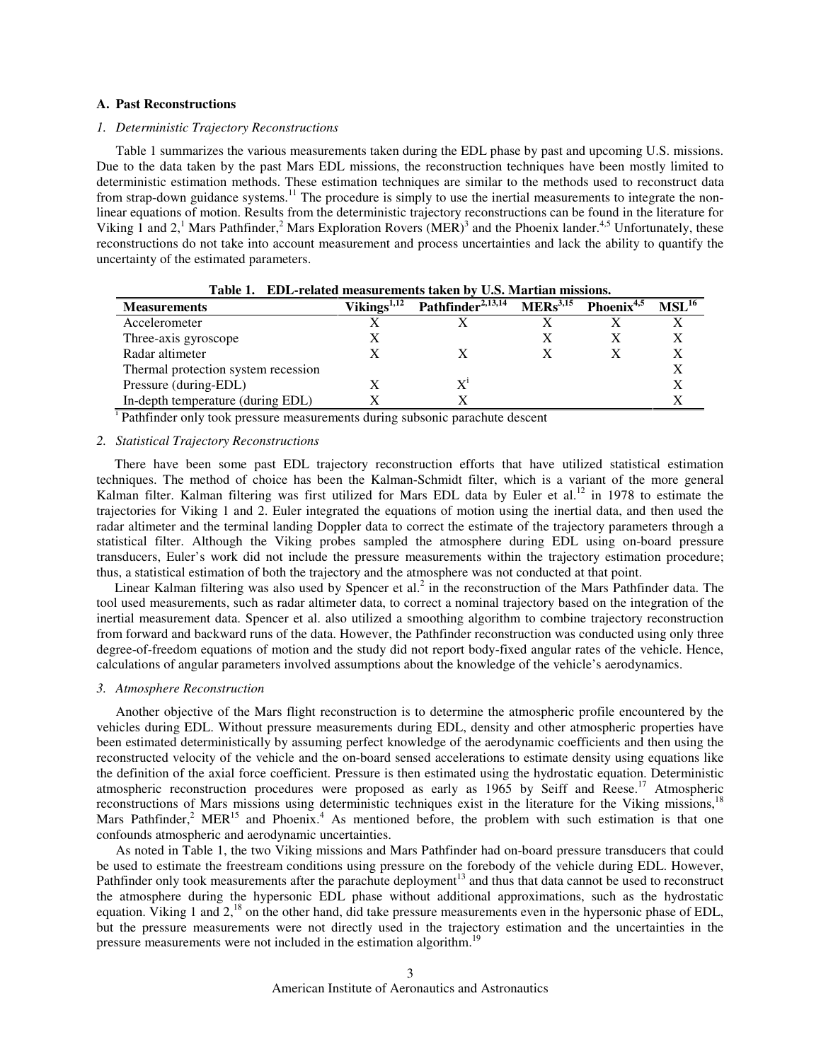### A. Past Reconstructions

#### *1. Deterministic Trajectory Reconstructions*

Table 1 summarizes the various measurements taken during the EDL phase by past and upcoming U.S. missions. Due to the data taken by the past Mars EDL missions, the reconstruction techniques have been mostly limited to deterministic estimation methods. These estimation techniques are similar to the methods used to reconstruct data from strap-down guidance systems.[11] The procedure is simply to use the inertial measurements to integrate the non-linear equations of motion. Results from the deterministic trajectory reconstructions can be found in the literature for Viking 1 and 2,[1] Mars Pathfinder,[2] Mars Exploration Rovers (MER)[3] and the Phoenix lander.[4,5] Unfortunately, these reconstructions do not take into account measurement and process uncertainties and lack the ability to quantify the uncertainty of the estimated parameters.

**Table 1. EDL-related measurements taken by U.S. Martian missions.**

| Measurements | Vikings[1,12] | Pathfinder[2,13,14] | MERs[3,15] | Phoenix[4,5] | MSL[16] |
|---|---|---|---|---|---|
| Accelerometer | X | X | X | X | X |
| Three-axis gyroscope | X | | X | X | X |
| Radar altimeter | X | X | X | X | X |
| Thermal protection system recession | | | | | X |
| Pressure (during-EDL) | X | X[i] | | | X |
| In-depth temperature (during EDL) | X | X | | | X |

[i] Pathfinder only took pressure measurements during subsonic parachute descent

#### *2. Statistical Trajectory Reconstructions*

There have been some past EDL trajectory reconstruction efforts that have utilized statistical estimation techniques. The method of choice has been the Kalman-Schmidt filter, which is a variant of the more general Kalman filter. Kalman filtering was first utilized for Mars EDL data by Euler et al.[12] in 1978 to estimate the trajectories for Viking 1 and 2. Euler integrated the equations of motion using the inertial data, and then used the radar altimeter and the terminal landing Doppler data to correct the estimate of the trajectory parameters through a statistical filter. Although the Viking probes sampled the atmosphere during EDL using on-board pressure transducers, Euler's work did not include the pressure measurements within the trajectory estimation procedure; thus, a statistical estimation of both the trajectory and the atmosphere was not conducted at that point.

Linear Kalman filtering was also used by Spencer et al.[2] in the reconstruction of the Mars Pathfinder data. The tool used measurements, such as radar altimeter data, to correct a nominal trajectory based on the integration of the inertial measurement data. Spencer et al. also utilized a smoothing algorithm to combine trajectory reconstruction from forward and backward runs of the data. However, the Pathfinder reconstruction was conducted using only three degree-of-freedom equations of motion and the study did not report body-fixed angular rates of the vehicle. Hence, calculations of angular parameters involved assumptions about the knowledge of the vehicle's aerodynamics.

#### *3. Atmosphere Reconstruction*

Another objective of the Mars flight reconstruction is to determine the atmospheric profile encountered by the vehicles during EDL. Without pressure measurements during EDL, density and other atmospheric properties have been estimated deterministically by assuming perfect knowledge of the aerodynamic coefficients and then using the reconstructed velocity of the vehicle and the on-board sensed accelerations to estimate density using equations like the definition of the axial force coefficient. Pressure is then estimated using the hydrostatic equation. Deterministic atmospheric reconstruction procedures were proposed as early as 1965 by Seiff and Reese.[17] Atmospheric reconstructions of Mars missions using deterministic techniques exist in the literature for the Viking missions,[18] Mars Pathfinder,[2] MER[15] and Phoenix.[4] As mentioned before, the problem with such estimation is that one confounds atmospheric and aerodynamic uncertainties.

As noted in Table 1, the two Viking missions and Mars Pathfinder had on-board pressure transducers that could be used to estimate the freestream conditions using pressure on the forebody of the vehicle during EDL. However, Pathfinder only took measurements after the parachute deployment[13] and thus that data cannot be used to reconstruct the atmosphere during the hypersonic EDL phase without additional approximations, such as the hydrostatic equation. Viking 1 and 2,[18] on the other hand, did take pressure measurements even in the hypersonic phase of EDL, but the pressure measurements were not directly used in the trajectory estimation and the uncertainties in the pressure measurements were not included in the estimation algorithm.[19]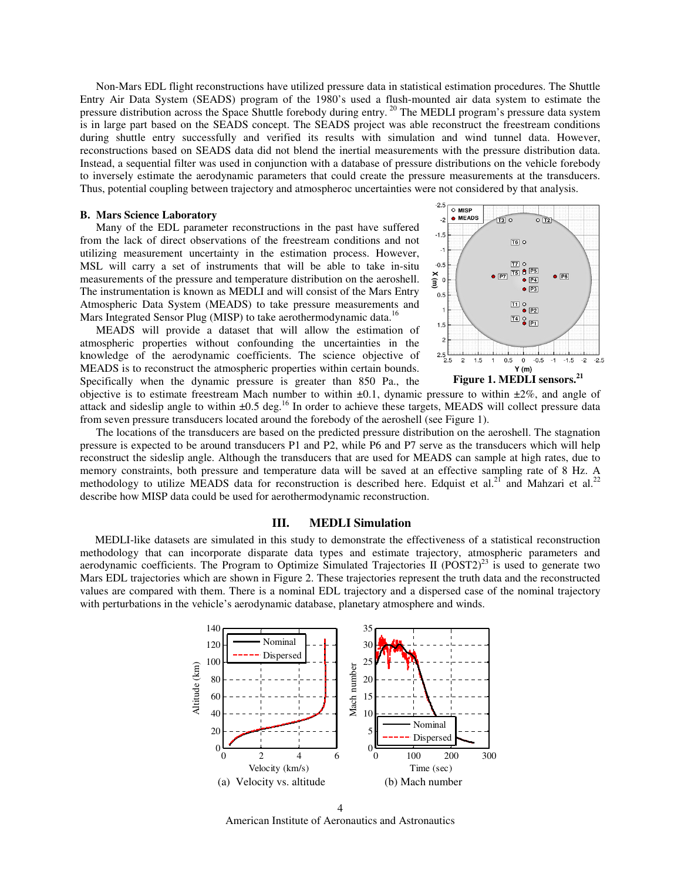Non-Mars EDL flight reconstructions have utilized pressure data in statistical estimation procedures. The Shuttle Entry Air Data System (SEADS) program of the 1980's used a flush-mounted air data system to estimate the pressure distribution across the Space Shuttle forebody during entry.[20] The MEDLI program's pressure data system is in large part based on the SEADS concept. The SEADS project was able reconstruct the freestream conditions during shuttle entry successfully and verified its results with simulation and wind tunnel data. However, reconstructions based on SEADS data did not blend the inertial measurements with the pressure distribution data. Instead, a sequential filter was used in conjunction with a database of pressure distributions on the vehicle forebody to inversely estimate the aerodynamic parameters that could create the pressure measurements at the transducers. Thus, potential coupling between trajectory and atmospheroc uncertainties were not considered by that analysis.

### B. Mars Science Laboratory

Many of the EDL parameter reconstructions in the past have suffered from the lack of direct observations of the freestream conditions and not utilizing measurement uncertainty in the estimation process. However, MSL will carry a set of instruments that will be able to take in-situ measurements of the pressure and temperature distribution on the aeroshell. The instrumentation is known as MEDLI and will consist of the Mars Entry Atmospheric Data System (MEADS) to take pressure measurements and Mars Integrated Sensor Plug (MISP) to take aerothermodynamic data.[16]

MEADS will provide a dataset that will allow the estimation of atmospheric properties without confounding the uncertainties in the knowledge of the aerodynamic coefficients. The science objective of MEADS is to reconstruct the atmospheric properties within certain bounds. Specifically when the dynamic pressure is greater than 850 Pa., the objective is to estimate freestream Mach number to within ±0.1, dynamic pressure to within ±2%, and angle of attack and sideslip angle to within ±0.5 deg.[16] In order to achieve these targets, MEADS will collect pressure data from seven pressure transducers located around the forebody of the aeroshell (see Figure 1).

**Figure 1. MEDLI sensors.[21]**

The locations of the transducers are based on the predicted pressure distribution on the aeroshell. The stagnation pressure is expected to be around transducers P1 and P2, while P6 and P7 serve as the transducers which will help reconstruct the sideslip angle. Although the transducers that are used for MEADS can sample at high rates, due to memory constraints, both pressure and temperature data will be saved at an effective sampling rate of 8 Hz. A methodology to utilize MEADS data for reconstruction is described here. Edquist et al.[21] and Mahzari et al.[22] describe how MISP data could be used for aerothermodynamic reconstruction.

## III. MEDLI Simulation

MEDLI-like datasets are simulated in this study to demonstrate the effectiveness of a statistical reconstruction methodology that can incorporate disparate data types and estimate trajectory, atmospheric parameters and aerodynamic coefficients. The Program to Optimize Simulated Trajectories II (POST2)[23] is used to generate two Mars EDL trajectories which are shown in Figure 2. These trajectories represent the truth data and the reconstructed values are compared with them. There is a nominal EDL trajectory and a dispersed case of the nominal trajectory with perturbations in the vehicle's aerodynamic database, planetary atmosphere and winds.

(a) Velocity vs. altitude

(b) Mach number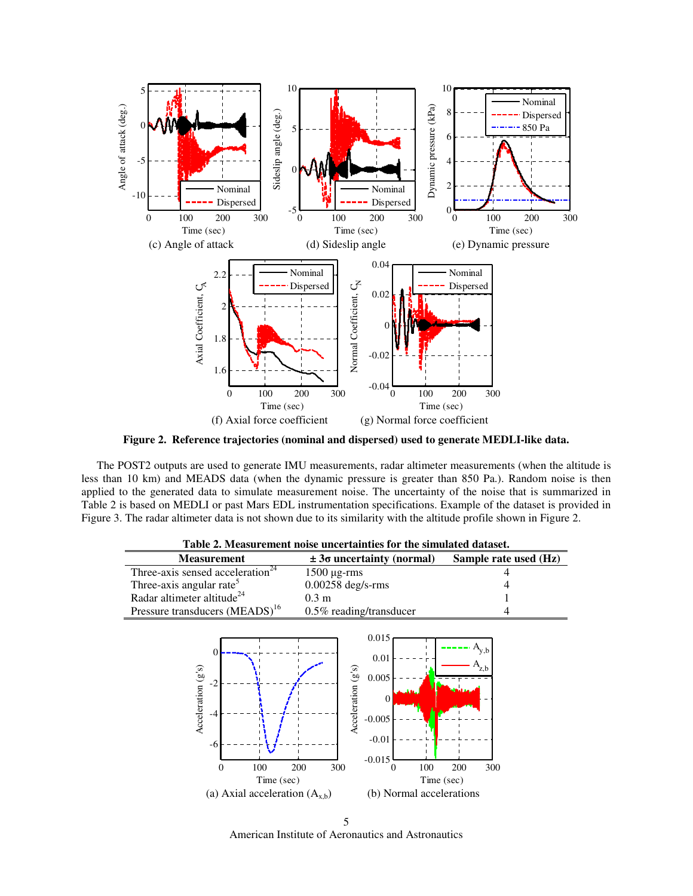(c) Angle of attack

(d) Sideslip angle

(e) Dynamic pressure

(f) Axial force coefficient

(g) Normal force coefficient

**Figure 2. Reference trajectories (nominal and dispersed) used to generate MEDLI-like data.**

The POST2 outputs are used to generate IMU measurements, radar altimeter measurements (when the altitude is less than 10 km) and MEADS data (when the dynamic pressure is greater than 850 Pa.). Random noise is then applied to the generated data to simulate measurement noise. The uncertainty of the noise that is summarized in Table 2 is based on MEDLI or past Mars EDL instrumentation specifications. Example of the dataset is provided in Figure 3. The radar altimeter data is not shown due to its similarity with the altitude profile shown in Figure 2.

**Table 2. Measurement noise uncertainties for the simulated dataset.**

| Measurement | ± 3σ uncertainty (normal) | Sample rate used (Hz) |
|---|---|---|
| Three-axis sensed acceleration[24] | 1500 μg-rms | 4 |
| Three-axis angular rate[5] | 0.00258 deg/s-rms | 4 |
| Radar altimeter altitude[24] | 0.3 m | 1 |
| Pressure transducers (MEADS)[16] | 0.5% reading/transducer | 4 |

(a) Axial acceleration ($A_{x,b}$)

(b) Normal accelerations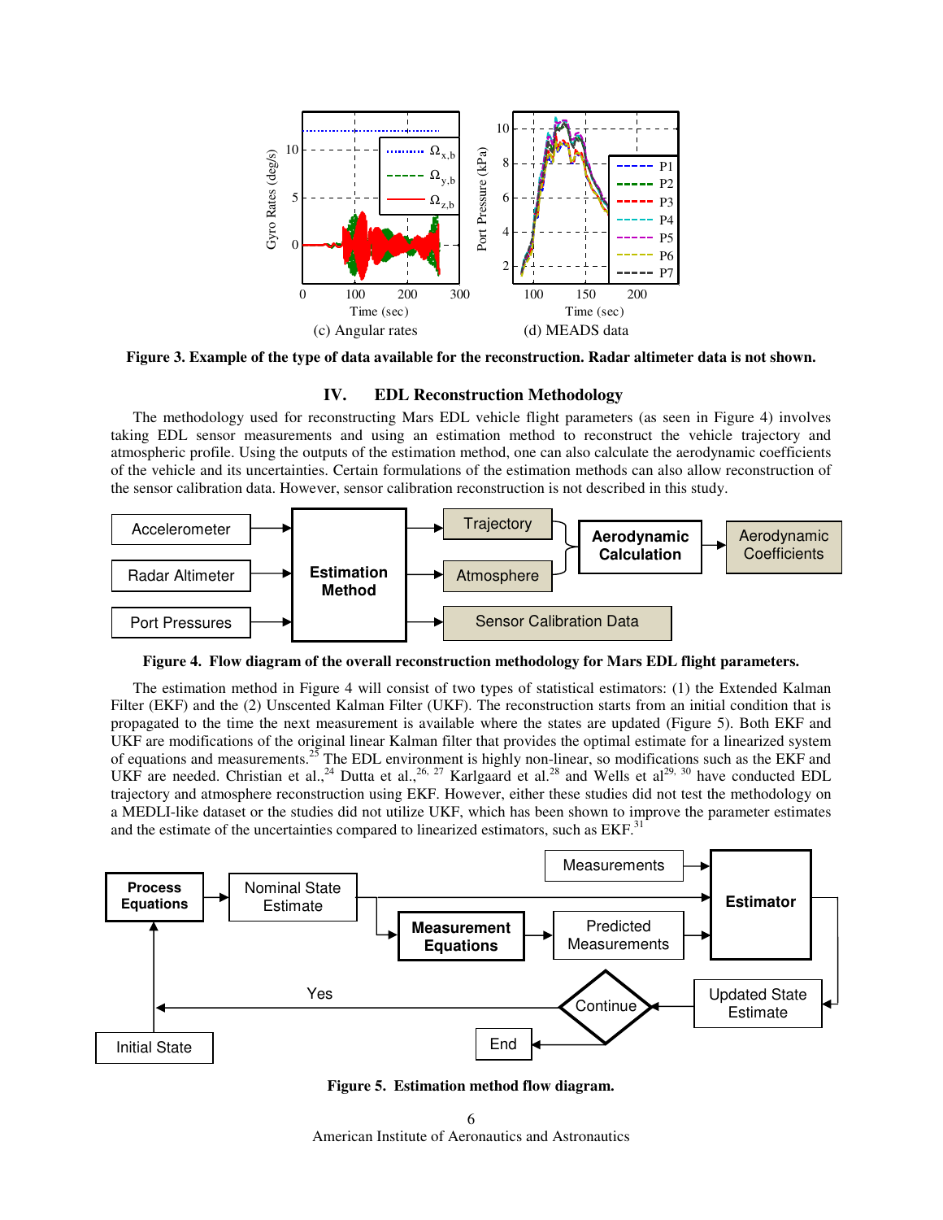(c) Angular rates (d) MEADS data

**Figure 3. Example of the type of data available for the reconstruction. Radar altimeter data is not shown.**

## IV. EDL Reconstruction Methodology

The methodology used for reconstructing Mars EDL vehicle flight parameters (as seen in Figure 4) involves taking EDL sensor measurements and using an estimation method to reconstruct the vehicle trajectory and atmospheric profile. Using the outputs of the estimation method, one can also calculate the aerodynamic coefficients of the vehicle and its uncertainties. Certain formulations of the estimation methods can also allow reconstruction of the sensor calibration data. However, sensor calibration reconstruction is not described in this study.

**Figure 4. Flow diagram of the overall reconstruction methodology for Mars EDL flight parameters.**

The estimation method in Figure 4 will consist of two types of statistical estimators: (1) the Extended Kalman Filter (EKF) and the (2) Unscented Kalman Filter (UKF). The reconstruction starts from an initial condition that is propagated to the time the next measurement is available where the states are updated (Figure 5). Both EKF and UKF are modifications of the original linear Kalman filter that provides the optimal estimate for a linearized system of equations and measurements.[25] The EDL environment is highly non-linear, so modifications such as the EKF and UKF are needed. Christian et al.,[24] Dutta et al.,[26, 27] Karlgaard et al.[28] and Wells et al[29, 30] have conducted EDL trajectory and atmosphere reconstruction using EKF. However, either these studies did not test the methodology on a MEDLI-like dataset or the studies did not utilize UKF, which has been shown to improve the parameter estimates and the estimate of the uncertainties compared to linearized estimators, such as EKF.[31]

**Figure 5. Estimation method flow diagram.**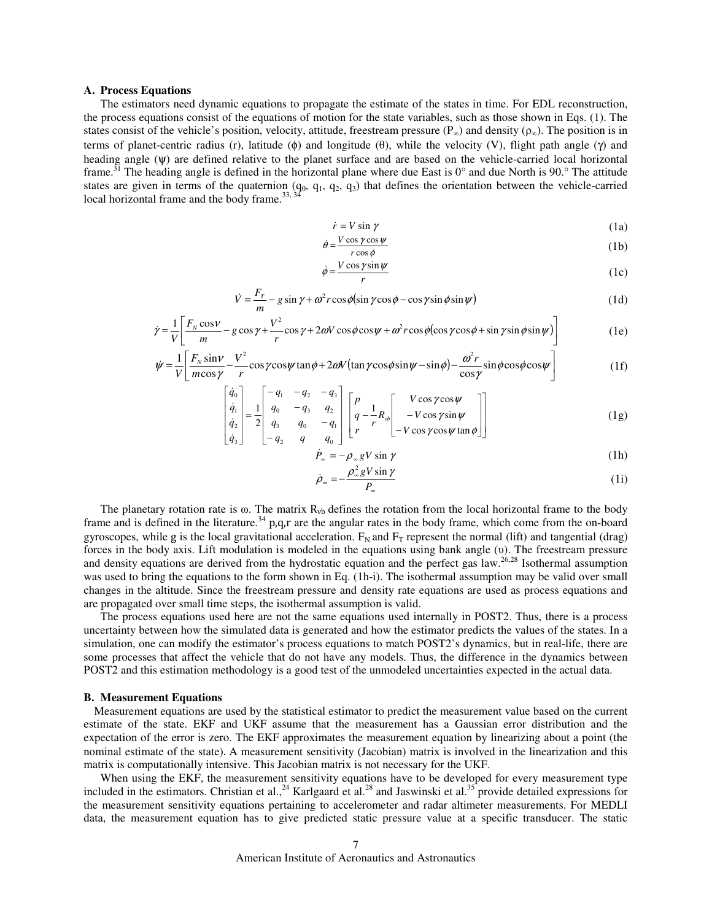### A. Process Equations

The estimators need dynamic equations to propagate the estimate of the states in time. For EDL reconstruction, the process equations consist of the equations of motion for the state variables, such as those shown in Eqs. (1). The states consist of the vehicle's position, velocity, attitude, freestream pressure ($P_\infty$) and density ($\rho_\infty$). The position is in terms of planet-centric radius (r), latitude ($\phi$) and longitude ($\theta$), while the velocity (V), flight path angle ($\gamma$) and heading angle ($\psi$) are defined relative to the planet surface and are based on the vehicle-carried local horizontal frame.[31] The heading angle is defined in the horizontal plane where due East is 0° and due North is 90.° The attitude states are given in terms of the quaternion ($q_0$, $q_1$, $q_2$, $q_3$) that defines the orientation between the vehicle-carried local horizontal frame and the body frame.[33, 34]

$$\dot{r} = V\sin\gamma \tag{1a}$$

$$\dot{\theta} = \frac{V\cos\gamma\cos\psi}{r\cos\phi} \tag{1b}$$

$$\dot{\phi} = \frac{V\cos\gamma\sin\psi}{r} \tag{1c}$$

$$\dot{V} = \frac{F_T}{m} - g\sin\gamma + \omega^2 r\cos\phi\left(\sin\gamma\cos\phi - \cos\gamma\sin\phi\sin\psi\right) \tag{1d}$$

$$\dot{\gamma} = \frac{1}{V}\left[\frac{F_N\cos\nu}{m} - g\cos\gamma + \frac{V^2}{r}\cos\gamma + 2\omega V\cos\phi\cos\psi + \omega^2 r\cos\phi\left(\cos\gamma\cos\phi + \sin\gamma\sin\phi\sin\psi\right)\right] \tag{1e}$$

$$\dot{\psi} = \frac{1}{V}\left[\frac{F_N\sin\nu}{m\cos\gamma} - \frac{V^2}{r}\cos\gamma\cos\psi\tan\phi + 2\omega V\left(\tan\gamma\cos\phi\sin\psi - \sin\phi\right) - \frac{\omega^2 r}{\cos\gamma}\sin\phi\cos\phi\cos\psi\right] \tag{1f}$$

$$\begin{bmatrix}\dot{q}_0\\ \dot{q}_1\\ \dot{q}_2\\ \dot{q}_3\end{bmatrix} = \frac{1}{2}\begin{bmatrix}-q_1 & -q_2 & -q_3\\ q_0 & -q_3 & q_2\\ q_3 & q_0 & -q_1\\ -q_2 & q & q_0\end{bmatrix}\left[\begin{matrix}p\\ q\\ r\end{matrix} - \frac{1}{r}R_{vb}\begin{bmatrix}V\cos\gamma\cos\psi\\ -V\cos\gamma\sin\psi\\ -V\cos\gamma\cos\psi\tan\phi\end{bmatrix}\right] \tag{1g}$$

$$\dot{P}_\infty = -\rho_\infty gV\sin\gamma \tag{1h}$$

$$\dot{\rho}_\infty = -\frac{\rho_\infty^2 gV\sin\gamma}{P_\infty} \tag{1i}$$

The planetary rotation rate is ω. The matrix $R_{vb}$ defines the rotation from the local horizontal frame to the body frame and is defined in the literature.[34] p,q,r are the angular rates in the body frame, which come from the on-board gyroscopes, while g is the local gravitational acceleration. $F_N$ and $F_T$ represent the normal (lift) and tangential (drag) forces in the body axis. Lift modulation is modeled in the equations using bank angle ($\upsilon$). The freestream pressure and density equations are derived from the hydrostatic equation and the perfect gas law.[26,28] Isothermal assumption was used to bring the equations to the form shown in Eq. (1h-i). The isothermal assumption may be valid over small changes in the altitude. Since the freestream pressure and density rate equations are used as process equations and are propagated over small time steps, the isothermal assumption is valid.

The process equations used here are not the same equations used internally in POST2. Thus, there is a process uncertainty between how the simulated data is generated and how the estimator predicts the values of the states. In a simulation, one can modify the estimator's process equations to match POST2's dynamics, but in real-life, there are some processes that affect the vehicle that do not have any models. Thus, the difference in the dynamics between POST2 and this estimation methodology is a good test of the unmodeled uncertainties expected in the actual data.

### B. Measurement Equations

Measurement equations are used by the statistical estimator to predict the measurement value based on the current estimate of the state. EKF and UKF assume that the measurement has a Gaussian error distribution and the expectation of the error is zero. The EKF approximates the measurement equation by linearizing about a point (the nominal estimate of the state). A measurement sensitivity (Jacobian) matrix is involved in the linearization and this matrix is computationally intensive. This Jacobian matrix is not necessary for the UKF.

When using the EKF, the measurement sensitivity equations have to be developed for every measurement type included in the estimators. Christian et al.,[24] Karlgaard et al.[28] and Jaswinski et al.[35] provide detailed expressions for the measurement sensitivity equations pertaining to accelerometer and radar altimeter measurements. For MEDLI data, the measurement equation has to give predicted static pressure value at a specific transducer. The static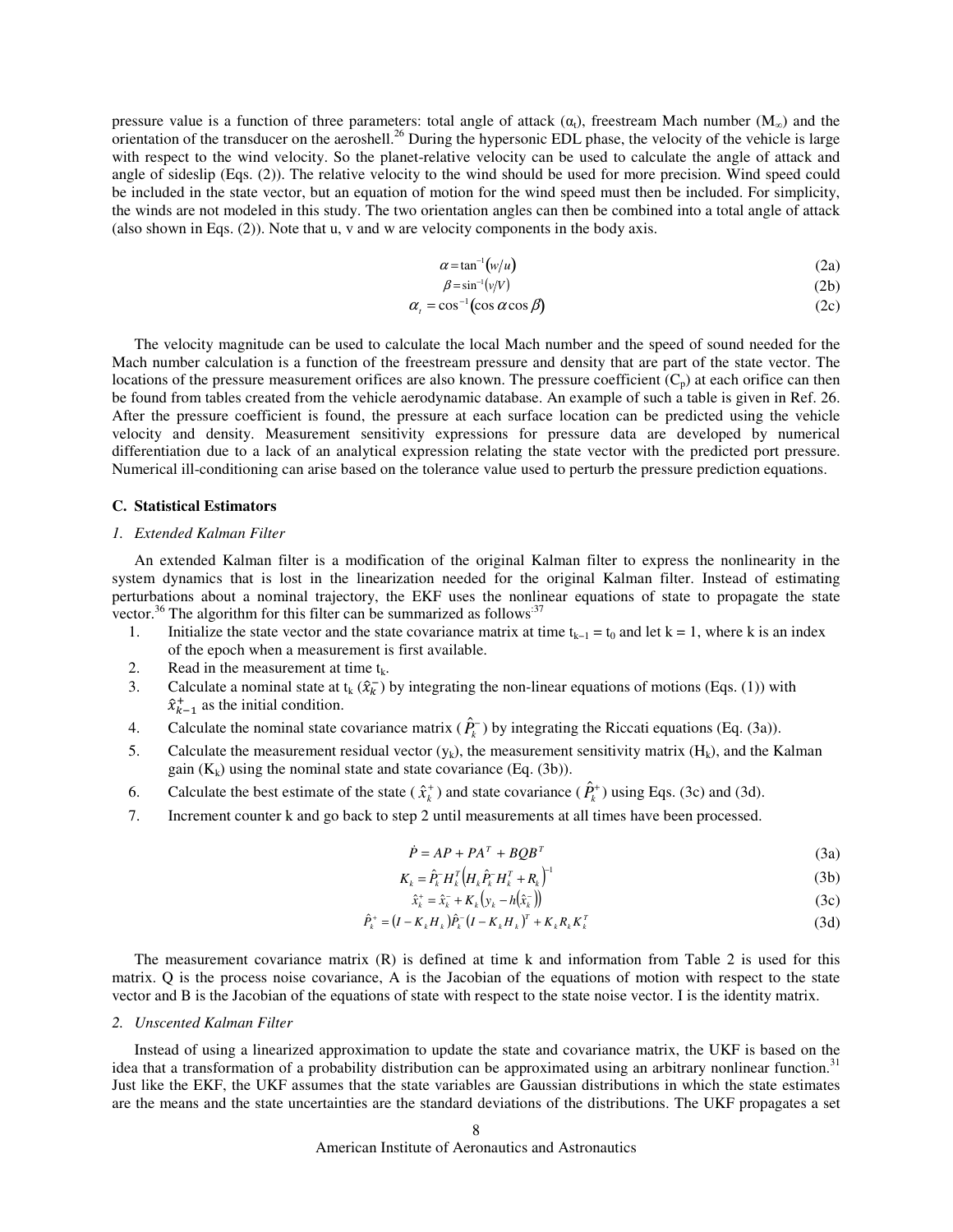pressure value is a function of three parameters: total angle of attack ($\alpha_t$), freestream Mach number ($M_\infty$) and the orientation of the transducer on the aeroshell.[26] During the hypersonic EDL phase, the velocity of the vehicle is large with respect to the wind velocity. So the planet-relative velocity can be used to calculate the angle of attack and angle of sideslip (Eqs. (2)). The relative velocity to the wind should be used for more precision. Wind speed could be included in the state vector, but an equation of motion for the wind speed must then be included. For simplicity, the winds are not modeled in this study. The two orientation angles can then be combined into a total angle of attack (also shown in Eqs. (2)). Note that u, v and w are velocity components in the body axis.

$$\alpha = \tan^{-1}(w/u) \tag{2a}$$

$$\beta = \sin^{-1}(v/V) \tag{2b}$$

$$\alpha_t = \cos^{-1}(\cos\alpha\cos\beta) \tag{2c}$$

The velocity magnitude can be used to calculate the local Mach number and the speed of sound needed for the Mach number calculation is a function of the freestream pressure and density that are part of the state vector. The locations of the pressure measurement orifices are also known. The pressure coefficient ($C_p$) at each orifice can then be found from tables created from the vehicle aerodynamic database. An example of such a table is given in Ref. 26. After the pressure coefficient is found, the pressure at each surface location can be predicted using the vehicle velocity and density. Measurement sensitivity expressions for pressure data are developed by numerical differentiation due to a lack of an analytical expression relating the state vector with the predicted port pressure. Numerical ill-conditioning can arise based on the tolerance value used to perturb the pressure prediction equations.

### C. Statistical Estimators

#### *1. Extended Kalman Filter*

An extended Kalman filter is a modification of the original Kalman filter to express the nonlinearity in the system dynamics that is lost in the linearization needed for the original Kalman filter. Instead of estimating perturbations about a nominal trajectory, the EKF uses the nonlinear equations of state to propagate the state vector.[36] The algorithm for this filter can be summarized as follows:[37]

1. Initialize the state vector and the state covariance matrix at time $t_{k-1} = t_0$ and let k = 1, where k is an index of the epoch when a measurement is first available.
2. Read in the measurement at time $t_k$.
3. Calculate a nominal state at $t_k$ ($\hat{x}_k^-$) by integrating the non-linear equations of motions (Eqs. (1)) with $\hat{x}_{k-1}^+$ as the initial condition.
4. Calculate the nominal state covariance matrix ($\hat{P}_k^-$) by integrating the Riccati equations (Eq. (3a)).
5. Calculate the measurement residual vector ($y_k$), the measurement sensitivity matrix ($H_k$), and the Kalman gain ($K_k$) using the nominal state and state covariance (Eq. (3b)).
6. Calculate the best estimate of the state ($\hat{x}_k^+$) and state covariance ($\hat{P}_k^+$) using Eqs. (3c) and (3d).
7. Increment counter k and go back to step 2 until measurements at all times have been processed.

$$\dot{P} = AP + PA^T + BQB^T \tag{3a}$$

$$K_k = \hat{P}_k^- H_k^T \left(H_k \hat{P}_k^- H_k^T + R_k\right)^{-1} \tag{3b}$$

$$\hat{x}_k^+ = \hat{x}_k^- + K_k\left(y_k - h\left(\hat{x}_k^-\right)\right) \tag{3c}$$

$$\hat{P}_k^+ = \left(I - K_k H_k\right)\hat{P}_k^-\left(I - K_k H_k\right)^T + K_k R_k K_k^T \tag{3d}$$

The measurement covariance matrix (R) is defined at time k and information from Table 2 is used for this matrix. Q is the process noise covariance, A is the Jacobian of the equations of motion with respect to the state vector and B is the Jacobian of the equations of state with respect to the state noise vector. I is the identity matrix.

#### *2. Unscented Kalman Filter*

Instead of using a linearized approximation to update the state and covariance matrix, the UKF is based on the idea that a transformation of a probability distribution can be approximated using an arbitrary nonlinear function.[31] Just like the EKF, the UKF assumes that the state variables are Gaussian distributions in which the state estimates are the means and the state uncertainties are the standard deviations of the distributions. The UKF propagates a set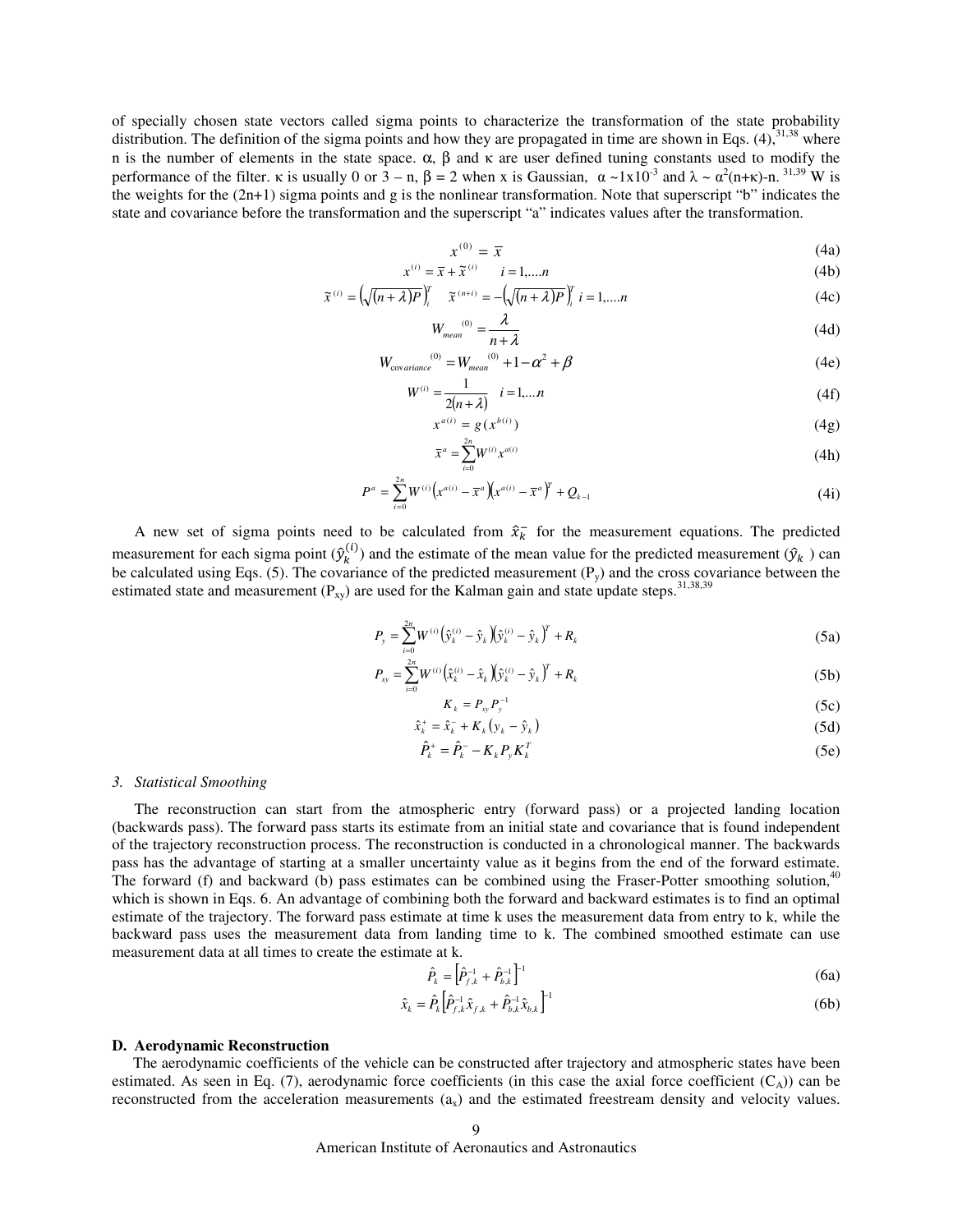of specially chosen state vectors called sigma points to characterize the transformation of the state probability distribution. The definition of the sigma points and how they are propagated in time are shown in Eqs. (4),[31,38] where n is the number of elements in the state space. α, β and κ are user defined tuning constants used to modify the performance of the filter. κ is usually 0 or 3 – n, β = 2 when x is Gaussian, $\alpha \sim 1\times10^{-3}$ and $\lambda \sim \alpha^2(n+\kappa)$-n.[31,39] W is the weights for the (2n+1) sigma points and g is the nonlinear transformation. Note that superscript "b" indicates the state and covariance before the transformation and the superscript "a" indicates values after the transformation.

$$x^{(0)} = \bar{x} \tag{4a}$$

$$x^{(i)} = \bar{x} + \tilde{x}^{(i)} \qquad i = 1,....n \tag{4b}$$

$$\tilde{x}^{(i)} = \left(\sqrt{(n+\lambda)P}\right)_i^T \qquad \tilde{x}^{(n+i)} = -\left(\sqrt{(n+\lambda)P}\right)_i^T \; i = 1,....n \tag{4c}$$

$$W_{mean}^{(0)} = \frac{\lambda}{n+\lambda} \tag{4d}$$

$$W_{covariance}^{(0)} = W_{mean}^{(0)} + 1 - \alpha^2 + \beta \tag{4e}$$

$$W^{(i)} = \frac{1}{2(n+\lambda)} \quad i = 1,...n \tag{4f}$$

$$x^{a(i)} = g(x^{b(i)}) \tag{4g}$$

$$\bar{x}^a = \sum_{i=0}^{2n} W^{(i)} x^{a(i)} \tag{4h}$$

$$P^a = \sum_{i=0}^{2n} W^{(i)} \left(x^{a(i)} - \bar{x}^a\right)\left(x^{a(i)} - \bar{x}^a\right)^T + Q_{k-1} \tag{4i}$$

A new set of sigma points need to be calculated from $\hat{x}_k^-$ for the measurement equations. The predicted measurement for each sigma point ($\hat{y}_k^{(i)}$) and the estimate of the mean value for the predicted measurement ($\hat{y}_k$) can be calculated using Eqs. (5). The covariance of the predicted measurement ($P_y$) and the cross covariance between the estimated state and measurement ($P_{xy}$) are used for the Kalman gain and state update steps.[31,38,39]

$$P_y = \sum_{i=0}^{2n} W^{(i)} \left(\hat{y}_k^{(i)} - \hat{y}_k\right)\left(\hat{y}_k^{(i)} - \hat{y}_k\right)^T + R_k \tag{5a}$$

$$P_{xy} = \sum_{i=0}^{2n} W^{(i)} \left(\hat{x}_k^{(i)} - \hat{x}_k\right)\left(\hat{y}_k^{(i)} - \hat{y}_k\right)^T + R_k \tag{5b}$$

$$K_k = P_{xy} P_y^{-1} \tag{5c}$$

$$\hat{x}_k^+ = \hat{x}_k^- + K_k\left(y_k - \hat{y}_k\right) \tag{5d}$$

$$\hat{P}_k^+ = \hat{P}_k^- - K_k P_y K_k^T \tag{5e}$$

### *3. Statistical Smoothing*

The reconstruction can start from the atmospheric entry (forward pass) or a projected landing location (backwards pass). The forward pass starts its estimate from an initial state and covariance that is found independent of the trajectory reconstruction process. The reconstruction is conducted in a chronological manner. The backwards pass has the advantage of starting at a smaller uncertainty value as it begins from the end of the forward estimate. The forward (f) and backward (b) pass estimates can be combined using the Fraser-Potter smoothing solution,[40] which is shown in Eqs. 6. An advantage of combining both the forward and backward estimates is to find an optimal estimate of the trajectory. The forward pass estimate at time k uses the measurement data from entry to k, while the backward pass uses the measurement data from landing time to k. The combined smoothed estimate can use measurement data at all times to create the estimate at k.

$$\hat{P}_k = \left[\hat{P}_{f,k}^{-1} + \hat{P}_{b,k}^{-1}\right]^{-1} \tag{6a}$$

$$\hat{x}_k = \hat{P}_k \left[\hat{P}_{f,k}^{-1}\hat{x}_{f,k} + \hat{P}_{b,k}^{-1}\hat{x}_{b,k}\right]^{-1} \tag{6b}$$

## D. Aerodynamic Reconstruction

The aerodynamic coefficients of the vehicle can be constructed after trajectory and atmospheric states have been estimated. As seen in Eq. (7), aerodynamic force coefficients (in this case the axial force coefficient ($C_A$)) can be reconstructed from the acceleration measurements ($a_x$) and the estimated freestream density and velocity values.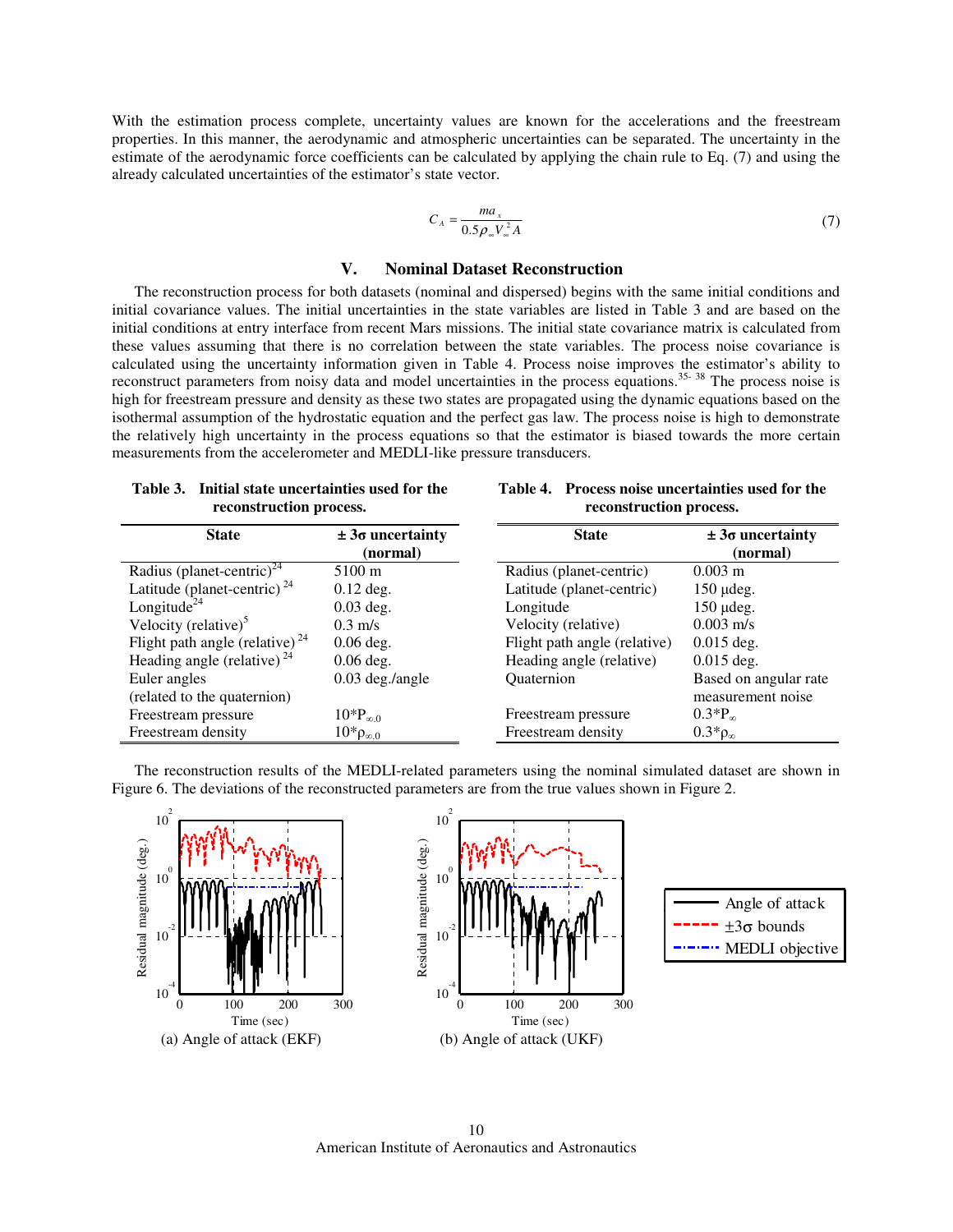With the estimation process complete, uncertainty values are known for the accelerations and the freestream properties. In this manner, the aerodynamic and atmospheric uncertainties can be separated. The uncertainty in the estimate of the aerodynamic force coefficients can be calculated by applying the chain rule to Eq. (7) and using the already calculated uncertainties of the estimator's state vector.

$$C_A = \frac{m a_x}{0.5 \rho_\infty V_\infty^2 A} \tag{7}$$

## V. Nominal Dataset Reconstruction

The reconstruction process for both datasets (nominal and dispersed) begins with the same initial conditions and initial covariance values. The initial uncertainties in the state variables are listed in Table 3 and are based on the initial conditions at entry interface from recent Mars missions. The initial state covariance matrix is calculated from these values assuming that there is no correlation between the state variables. The process noise covariance is calculated using the uncertainty information given in Table 4. Process noise improves the estimator's ability to reconstruct parameters from noisy data and model uncertainties in the process equations.[35-38] The process noise is high for freestream pressure and density as these two states are propagated using the dynamic equations based on the isothermal assumption of the hydrostatic equation and the perfect gas law. The process noise is high to demonstrate the relatively high uncertainty in the process equations so that the estimator is biased towards the more certain measurements from the accelerometer and MEDLI-like pressure transducers.

**Table 3. Initial state uncertainties used for the reconstruction process.**

| State | ± 3σ uncertainty (normal) |
|---|---|
| Radius (planet-centric)[24] | 5100 m |
| Latitude (planet-centric)[24] | 0.12 deg. |
| Longitude[24] | 0.03 deg. |
| Velocity (relative)[5] | 0.3 m/s |
| Flight path angle (relative)[24] | 0.06 deg. |
| Heading angle (relative)[24] | 0.06 deg. |
| Euler angles (related to the quaternion) | 0.03 deg./angle |
| Freestream pressure | $10 P_{\infty,0}$ |
| Freestream density | $10 \rho_{\infty,0}$ |

**Table 4. Process noise uncertainties used for the reconstruction process.**

| State | ± 3σ uncertainty (normal) |
|---|---|
| Radius (planet-centric) | 0.003 m |
| Latitude (planet-centric) | 150 μdeg. |
| Longitude | 150 μdeg. |
| Velocity (relative) | 0.003 m/s |
| Flight path angle (relative) | 0.015 deg. |
| Heading angle (relative) | 0.015 deg. |
| Quaternion | Based on angular rate measurement noise |
| Freestream pressure | $0.3 P_\infty$ |
| Freestream density | $0.3 \rho_\infty$ |

The reconstruction results of the MEDLI-related parameters using the nominal simulated dataset are shown in Figure 6. The deviations of the reconstructed parameters are from the true values shown in Figure 2.

(a) Angle of attack (EKF)

(b) Angle of attack (UKF)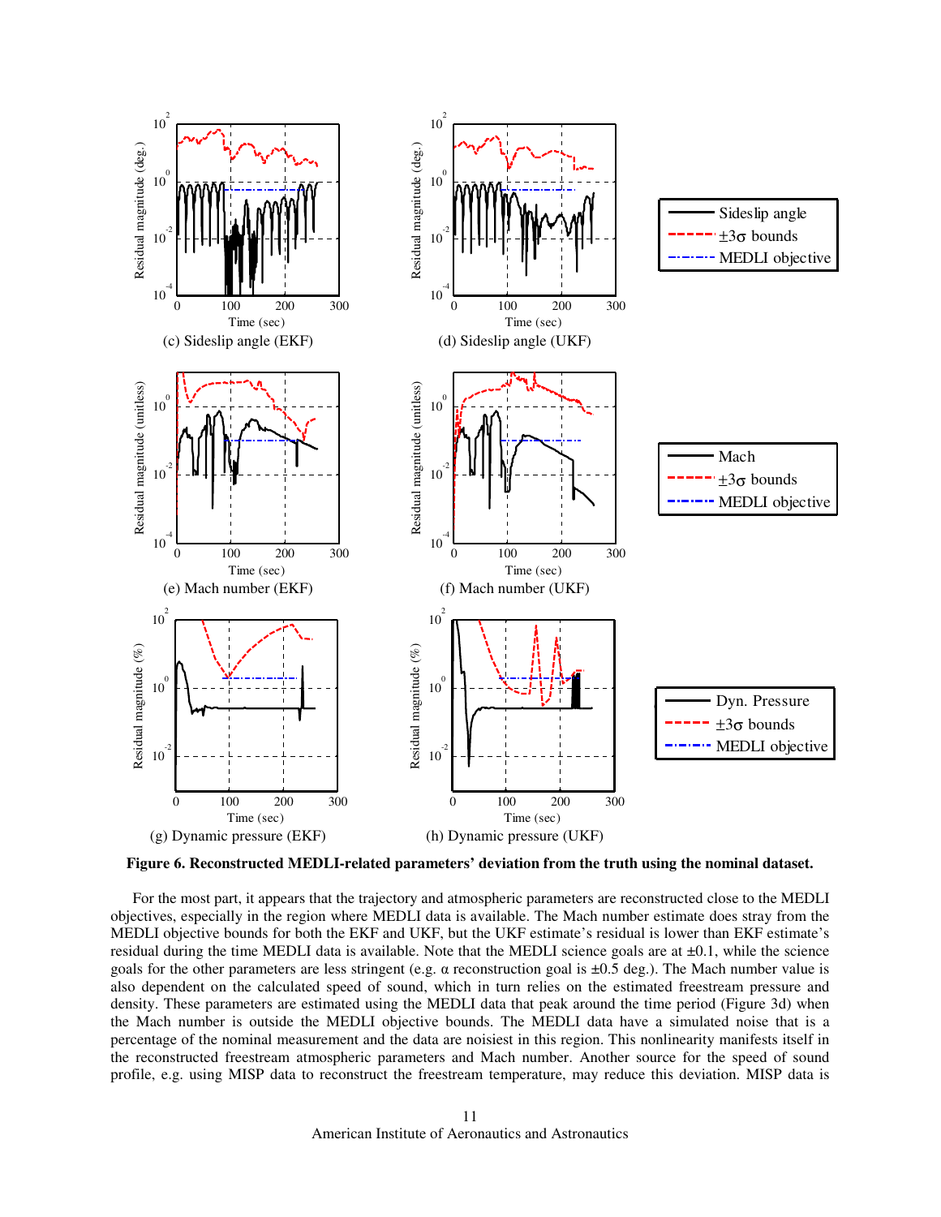(c) Sideslip angle (EKF)

(d) Sideslip angle (UKF)

(e) Mach number (EKF)

(f) Mach number (UKF)

(g) Dynamic pressure (EKF)

(h) Dynamic pressure (UKF)

**Figure 6. Reconstructed MEDLI-related parameters' deviation from the truth using the nominal dataset.**

For the most part, it appears that the trajectory and atmospheric parameters are reconstructed close to the MEDLI objectives, especially in the region where MEDLI data is available. The Mach number estimate does stray from the MEDLI objective bounds for both the EKF and UKF, but the UKF estimate's residual is lower than EKF estimate's residual during the time MEDLI data is available. Note that the MEDLI science goals are at ±0.1, while the science goals for the other parameters are less stringent (e.g. α reconstruction goal is ±0.5 deg.). The Mach number value is also dependent on the calculated speed of sound, which in turn relies on the estimated freestream pressure and density. These parameters are estimated using the MEDLI data that peak around the time period (Figure 3d) when the Mach number is outside the MEDLI objective bounds. The MEDLI data have a simulated noise that is a percentage of the nominal measurement and the data are noisiest in this region. This nonlinearity manifests itself in the reconstructed freestream atmospheric parameters and Mach number. Another source for the speed of sound profile, e.g. using MISP data to reconstruct the freestream temperature, may reduce this deviation. MISP data is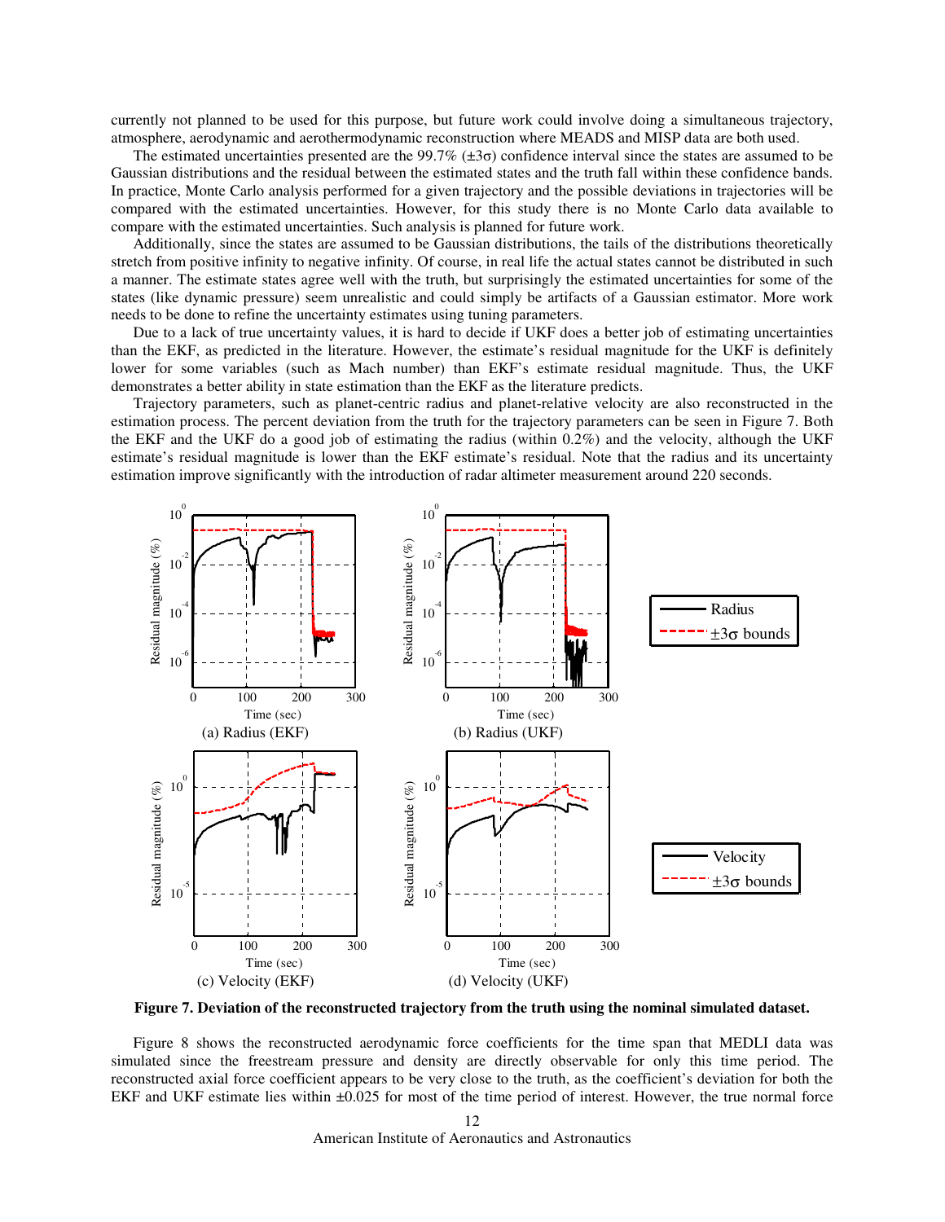currently not planned to be used for this purpose, but future work could involve doing a simultaneous trajectory, atmosphere, aerodynamic and aerothermodynamic reconstruction where MEADS and MISP data are both used.

The estimated uncertainties presented are the 99.7% ($\pm 3\sigma$) confidence interval since the states are assumed to be Gaussian distributions and the residual between the estimated states and the truth fall within these confidence bands. In practice, Monte Carlo analysis performed for a given trajectory and the possible deviations in trajectories will be compared with the estimated uncertainties. However, for this study there is no Monte Carlo data available to compare with the estimated uncertainties. Such analysis is planned for future work.

Additionally, since the states are assumed to be Gaussian distributions, the tails of the distributions theoretically stretch from positive infinity to negative infinity. Of course, in real life the actual states cannot be distributed in such a manner. The estimate states agree well with the truth, but surprisingly the estimated uncertainties for some of the states (like dynamic pressure) seem unrealistic and could simply be artifacts of a Gaussian estimator. More work needs to be done to refine the uncertainty estimates using tuning parameters.

Due to a lack of true uncertainty values, it is hard to decide if UKF does a better job of estimating uncertainties than the EKF, as predicted in the literature. However, the estimate's residual magnitude for the UKF is definitely lower for some variables (such as Mach number) than EKF's estimate residual magnitude. Thus, the UKF demonstrates a better ability in state estimation than the EKF as the literature predicts.

Trajectory parameters, such as planet-centric radius and planet-relative velocity are also reconstructed in the estimation process. The percent deviation from the truth for the trajectory parameters can be seen in Figure 7. Both the EKF and the UKF do a good job of estimating the radius (within 0.2%) and the velocity, although the UKF estimate's residual magnitude is lower than the EKF estimate's residual. Note that the radius and its uncertainty estimation improve significantly with the introduction of radar altimeter measurement around 220 seconds.

(a) Radius (EKF) (b) Radius (UKF)

(c) Velocity (EKF) (d) Velocity (UKF)

**Figure 7. Deviation of the reconstructed trajectory from the truth using the nominal simulated dataset.**

Figure 8 shows the reconstructed aerodynamic force coefficients for the time span that MEDLI data was simulated since the freestream pressure and density are directly observable for only this time period. The reconstructed axial force coefficient appears to be very close to the truth, as the coefficient's deviation for both the EKF and UKF estimate lies within ±0.025 for most of the time period of interest. However, the true normal force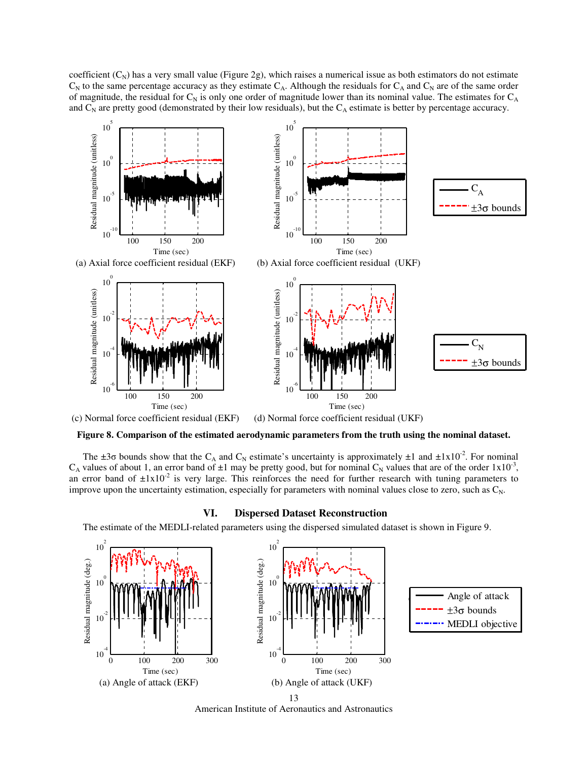coefficient ($C_N$) has a very small value (Figure 2g), which raises a numerical issue as both estimators do not estimate $C_N$ to the same percentage accuracy as they estimate $C_A$. Although the residuals for $C_A$ and $C_N$ are of the same order of magnitude, the residual for $C_N$ is only one order of magnitude lower than its nominal value. The estimates for $C_A$ and $C_N$ are pretty good (demonstrated by their low residuals), but the $C_A$ estimate is better by percentage accuracy.

(a) Axial force coefficient residual (EKF)    (b) Axial force coefficient residual (UKF)

(c) Normal force coefficient residual (EKF)    (d) Normal force coefficient residual (UKF)

**Figure 8. Comparison of the estimated aerodynamic parameters from the truth using the nominal dataset.**

The $\pm 3\sigma$ bounds show that the $C_A$ and $C_N$ estimate's uncertainty is approximately $\pm 1$ and $\pm 1 \times 10^{-2}$. For nominal $C_A$ values of about 1, an error band of $\pm 1$ may be pretty good, but for nominal $C_N$ values that are of the order $1 \times 10^{-3}$, an error band of $\pm 1 \times 10^{-2}$ is very large. This reinforces the need for further research with tuning parameters to improve upon the uncertainty estimation, especially for parameters with nominal values close to zero, such as $C_N$.

## VI. Dispersed Dataset Reconstruction

The estimate of the MEDLI-related parameters using the dispersed simulated dataset is shown in Figure 9.

(a) Angle of attack (EKF)    (b) Angle of attack (UKF)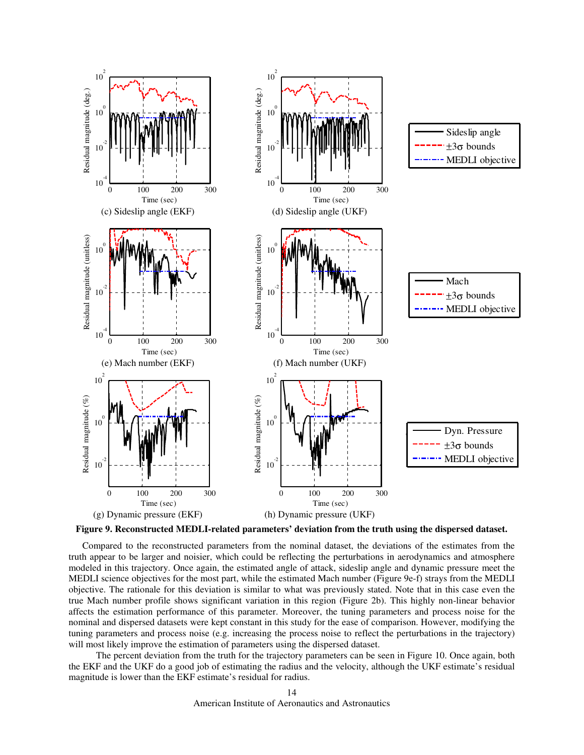**Figure 9. Reconstructed MEDLI-related parameters' deviation from the truth using the dispersed dataset.**

Compared to the reconstructed parameters from the nominal dataset, the deviations of the estimates from the truth appear to be larger and noisier, which could be reflecting the perturbations in aerodynamics and atmosphere modeled in this trajectory. Once again, the estimated angle of attack, sideslip angle and dynamic pressure meet the MEDLI science objectives for the most part, while the estimated Mach number (Figure 9e-f) strays from the MEDLI objective. The rationale for this deviation is similar to what was previously stated. Note that in this case even the true Mach number profile shows significant variation in this region (Figure 2b). This highly non-linear behavior affects the estimation performance of this parameter. Moreover, the tuning parameters and process noise for the nominal and dispersed datasets were kept constant in this study for the ease of comparison. However, modifying the tuning parameters and process noise (e.g. increasing the process noise to reflect the perturbations in the trajectory) will most likely improve the estimation of parameters using the dispersed dataset.

The percent deviation from the truth for the trajectory parameters can be seen in Figure 10. Once again, both the EKF and the UKF do a good job of estimating the radius and the velocity, although the UKF estimate's residual magnitude is lower than the EKF estimate's residual for radius.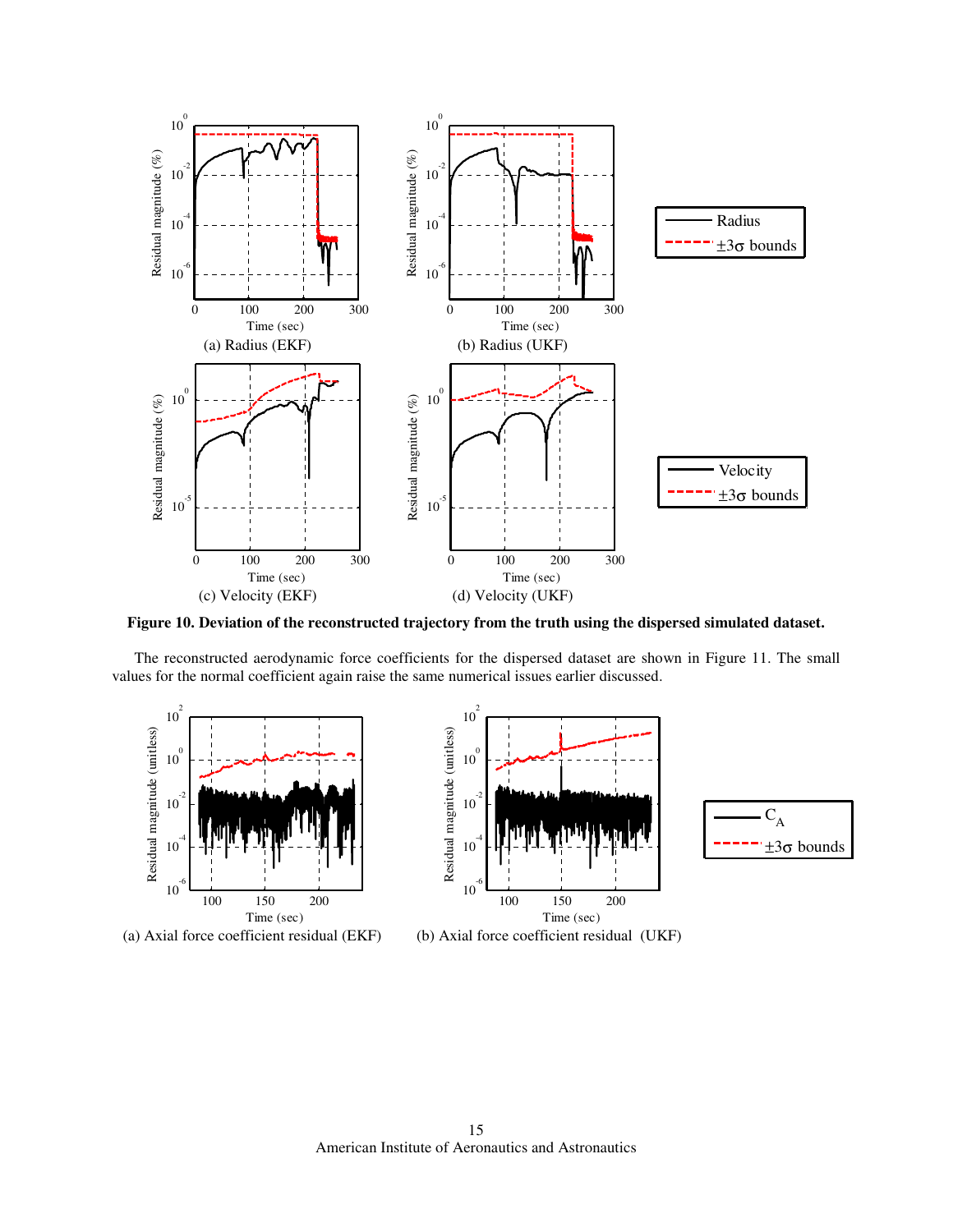(a) Radius (EKF)

(b) Radius (UKF)

(c) Velocity (EKF)

(d) Velocity (UKF)

**Figure 10. Deviation of the reconstructed trajectory from the truth using the dispersed simulated dataset.**

The reconstructed aerodynamic force coefficients for the dispersed dataset are shown in Figure 11. The small values for the normal coefficient again raise the same numerical issues earlier discussed.

(a) Axial force coefficient residual (EKF)

(b) Axial force coefficient residual (UKF)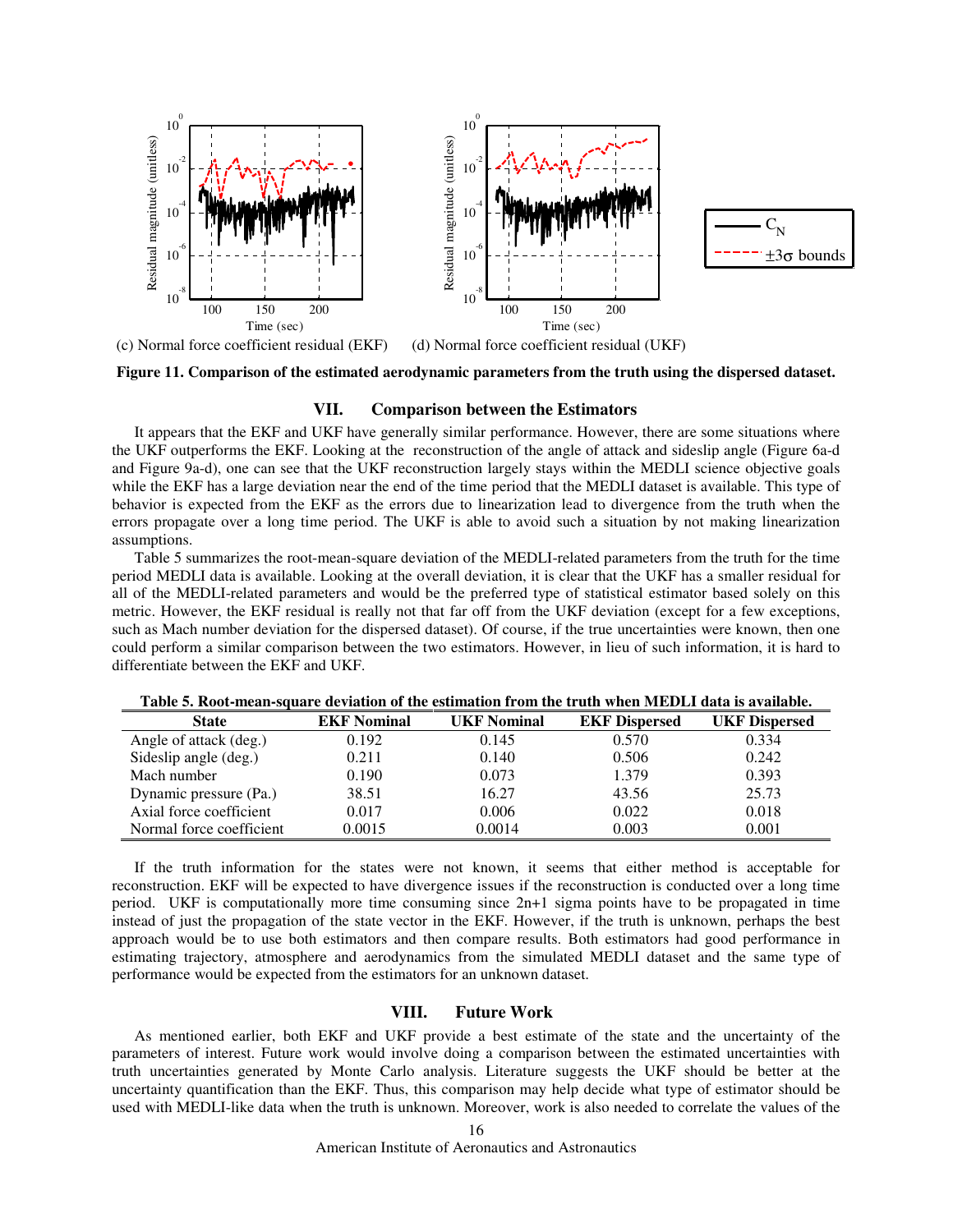(c) Normal force coefficient residual (EKF) (d) Normal force coefficient residual (UKF)

**Figure 11. Comparison of the estimated aerodynamic parameters from the truth using the dispersed dataset.**

## VII. Comparison between the Estimators

It appears that the EKF and UKF have generally similar performance. However, there are some situations where the UKF outperforms the EKF. Looking at the reconstruction of the angle of attack and sideslip angle (Figure 6a-d and Figure 9a-d), one can see that the UKF reconstruction largely stays within the MEDLI science objective goals while the EKF has a large deviation near the end of the time period that the MEDLI dataset is available. This type of behavior is expected from the EKF as the errors due to linearization lead to divergence from the truth when the errors propagate over a long time period. The UKF is able to avoid such a situation by not making linearization assumptions.

Table 5 summarizes the root-mean-square deviation of the MEDLI-related parameters from the truth for the time period MEDLI data is available. Looking at the overall deviation, it is clear that the UKF has a smaller residual for all of the MEDLI-related parameters and would be the preferred type of statistical estimator based solely on this metric. However, the EKF residual is really not that far off from the UKF deviation (except for a few exceptions, such as Mach number deviation for the dispersed dataset). Of course, if the true uncertainties were known, then one could perform a similar comparison between the two estimators. However, in lieu of such information, it is hard to differentiate between the EKF and UKF.

**Table 5. Root-mean-square deviation of the estimation from the truth when MEDLI data is available.**

| State | EKF Nominal | UKF Nominal | EKF Dispersed | UKF Dispersed |
|---|---|---|---|---|
| Angle of attack (deg.) | 0.192 | 0.145 | 0.570 | 0.334 |
| Sideslip angle (deg.) | 0.211 | 0.140 | 0.506 | 0.242 |
| Mach number | 0.190 | 0.073 | 1.379 | 0.393 |
| Dynamic pressure (Pa.) | 38.51 | 16.27 | 43.56 | 25.73 |
| Axial force coefficient | 0.017 | 0.006 | 0.022 | 0.018 |
| Normal force coefficient | 0.0015 | 0.0014 | 0.003 | 0.001 |

If the truth information for the states were not known, it seems that either method is acceptable for reconstruction. EKF will be expected to have divergence issues if the reconstruction is conducted over a long time period. UKF is computationally more time consuming since $2n+1$ sigma points have to be propagated in time instead of just the propagation of the state vector in the EKF. However, if the truth is unknown, perhaps the best approach would be to use both estimators and then compare results. Both estimators had good performance in estimating trajectory, atmosphere and aerodynamics from the simulated MEDLI dataset and the same type of performance would be expected from the estimators for an unknown dataset.

## VIII. Future Work

As mentioned earlier, both EKF and UKF provide a best estimate of the state and the uncertainty of the parameters of interest. Future work would involve doing a comparison between the estimated uncertainties with truth uncertainties generated by Monte Carlo analysis. Literature suggests the UKF should be better at the uncertainty quantification than the EKF. Thus, this comparison may help decide what type of estimator should be used with MEDLI-like data when the truth is unknown. Moreover, work is also needed to correlate the values of the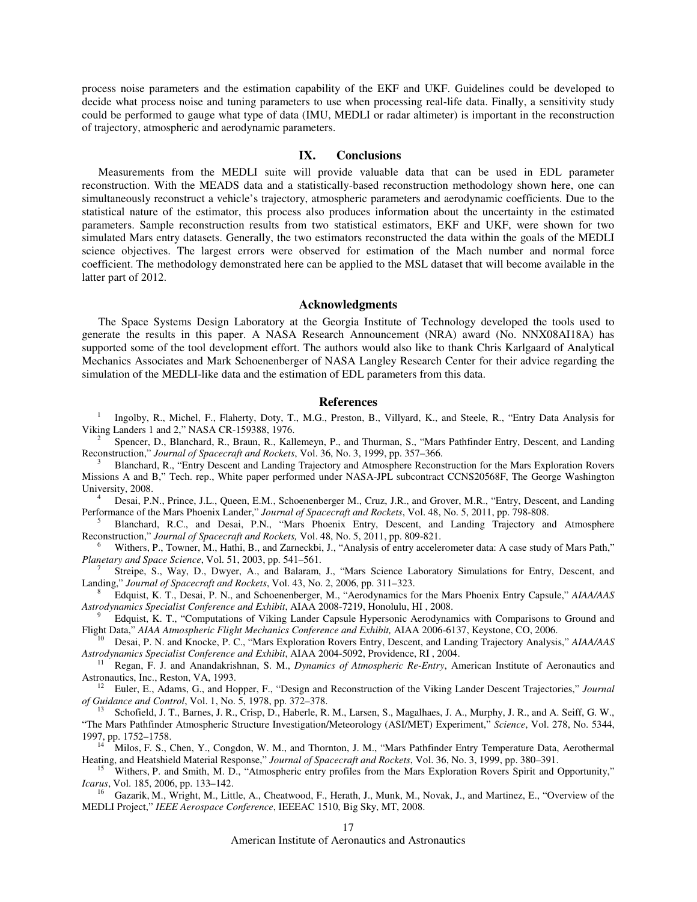process noise parameters and the estimation capability of the EKF and UKF. Guidelines could be developed to decide what process noise and tuning parameters to use when processing real-life data. Finally, a sensitivity study could be performed to gauge what type of data (IMU, MEDLI or radar altimeter) is important in the reconstruction of trajectory, atmospheric and aerodynamic parameters.

## IX. Conclusions

Measurements from the MEDLI suite will provide valuable data that can be used in EDL parameter reconstruction. With the MEADS data and a statistically-based reconstruction methodology shown here, one can simultaneously reconstruct a vehicle's trajectory, atmospheric parameters and aerodynamic coefficients. Due to the statistical nature of the estimator, this process also produces information about the uncertainty in the estimated parameters. Sample reconstruction results from two statistical estimators, EKF and UKF, were shown for two simulated Mars entry datasets. Generally, the two estimators reconstructed the data within the goals of the MEDLI science objectives. The largest errors were observed for estimation of the Mach number and normal force coefficient. The methodology demonstrated here can be applied to the MSL dataset that will become available in the latter part of 2012.

## Acknowledgments

The Space Systems Design Laboratory at the Georgia Institute of Technology developed the tools used to generate the results in this paper. A NASA Research Announcement (NRA) award (No. NNX08AI18A) has supported some of the tool development effort. The authors would also like to thank Chris Karlgaard of Analytical Mechanics Associates and Mark Schoenenberger of NASA Langley Research Center for their advice regarding the simulation of the MEDLI-like data and the estimation of EDL parameters from this data.

## References

[1] Ingolby, R., Michel, F., Flaherty, Doty, T., M.G., Preston, B., Villyard, K., and Steele, R., "Entry Data Analysis for Viking Landers 1 and 2," NASA CR-159388, 1976.

[2] Spencer, D., Blanchard, R., Braun, R., Kallemeyn, P., and Thurman, S., "Mars Pathfinder Entry, Descent, and Landing Reconstruction," *Journal of Spacecraft and Rockets*, Vol. 36, No. 3, 1999, pp. 357–366.

[3] Blanchard, R., "Entry Descent and Landing Trajectory and Atmosphere Reconstruction for the Mars Exploration Rovers Missions A and B," Tech. rep., White paper performed under NASA-JPL subcontract CCNS20568F, The George Washington University, 2008.

[4] Desai, P.N., Prince, J.L., Queen, E.M., Schoenenberger M., Cruz, J.R., and Grover, M.R., "Entry, Descent, and Landing Performance of the Mars Phoenix Lander," *Journal of Spacecraft and Rockets*, Vol. 48, No. 5, 2011, pp. 798-808.

[5] Blanchard, R.C., and Desai, P.N., "Mars Phoenix Entry, Descent, and Landing Trajectory and Atmosphere Reconstruction," *Journal of Spacecraft and Rockets,* Vol. 48, No. 5, 2011, pp. 809-821.

[6] Withers, P., Towner, M., Hathi, B., and Zarneckbi, J., "Analysis of entry accelerometer data: A case study of Mars Path," *Planetary and Space Science*, Vol. 51, 2003, pp. 541–561.

[7] Streipe, S., Way, D., Dwyer, A., and Balaram, J., "Mars Science Laboratory Simulations for Entry, Descent, and Landing," *Journal of Spacecraft and Rockets*, Vol. 43, No. 2, 2006, pp. 311–323.

[8] Edquist, K. T., Desai, P. N., and Schoenenberger, M., "Aerodynamics for the Mars Phoenix Entry Capsule," *AIAA/AAS Astrodynamics Specialist Conference and Exhibit*, AIAA 2008-7219, Honolulu, HI , 2008.

[9] Edquist, K. T., "Computations of Viking Lander Capsule Hypersonic Aerodynamics with Comparisons to Ground and Flight Data," *AIAA Atmospheric Flight Mechanics Conference and Exhibit,* AIAA 2006-6137, Keystone, CO, 2006.

[10] Desai, P. N. and Knocke, P. C., "Mars Exploration Rovers Entry, Descent, and Landing Trajectory Analysis," *AIAA/AAS Astrodynamics Specialist Conference and Exhibit*, AIAA 2004-5092, Providence, RI , 2004.

[11] Regan, F. J. and Anandakrishnan, S. M., *Dynamics of Atmospheric Re-Entry*, American Institute of Aeronautics and Astronautics, Inc., Reston, VA, 1993.

[12] Euler, E., Adams, G., and Hopper, F., "Design and Reconstruction of the Viking Lander Descent Trajectories," *Journal of Guidance and Control*, Vol. 1, No. 5, 1978, pp. 372–378.

[13] Schofield, J. T., Barnes, J. R., Crisp, D., Haberle, R. M., Larsen, S., Magalhaes, J. A., Murphy, J. R., and A. Seiff, G. W., "The Mars Pathfinder Atmospheric Structure Investigation/Meteorology (ASI/MET) Experiment," *Science*, Vol. 278, No. 5344, 1997, pp. 1752–1758.

[14] Milos, F. S., Chen, Y., Congdon, W. M., and Thornton, J. M., "Mars Pathfinder Entry Temperature Data, Aerothermal Heating, and Heatshield Material Response," *Journal of Spacecraft and Rockets*, Vol. 36, No. 3, 1999, pp. 380–391.

[15] Withers, P. and Smith, M. D., "Atmospheric entry profiles from the Mars Exploration Rovers Spirit and Opportunity," *Icarus*, Vol. 185, 2006, pp. 133–142.

[16] Gazarik, M., Wright, M., Little, A., Cheatwood, F., Herath, J., Munk, M., Novak, J., and Martinez, E., "Overview of the MEDLI Project," *IEEE Aerospace Conference*, IEEEAC 1510, Big Sky, MT, 2008.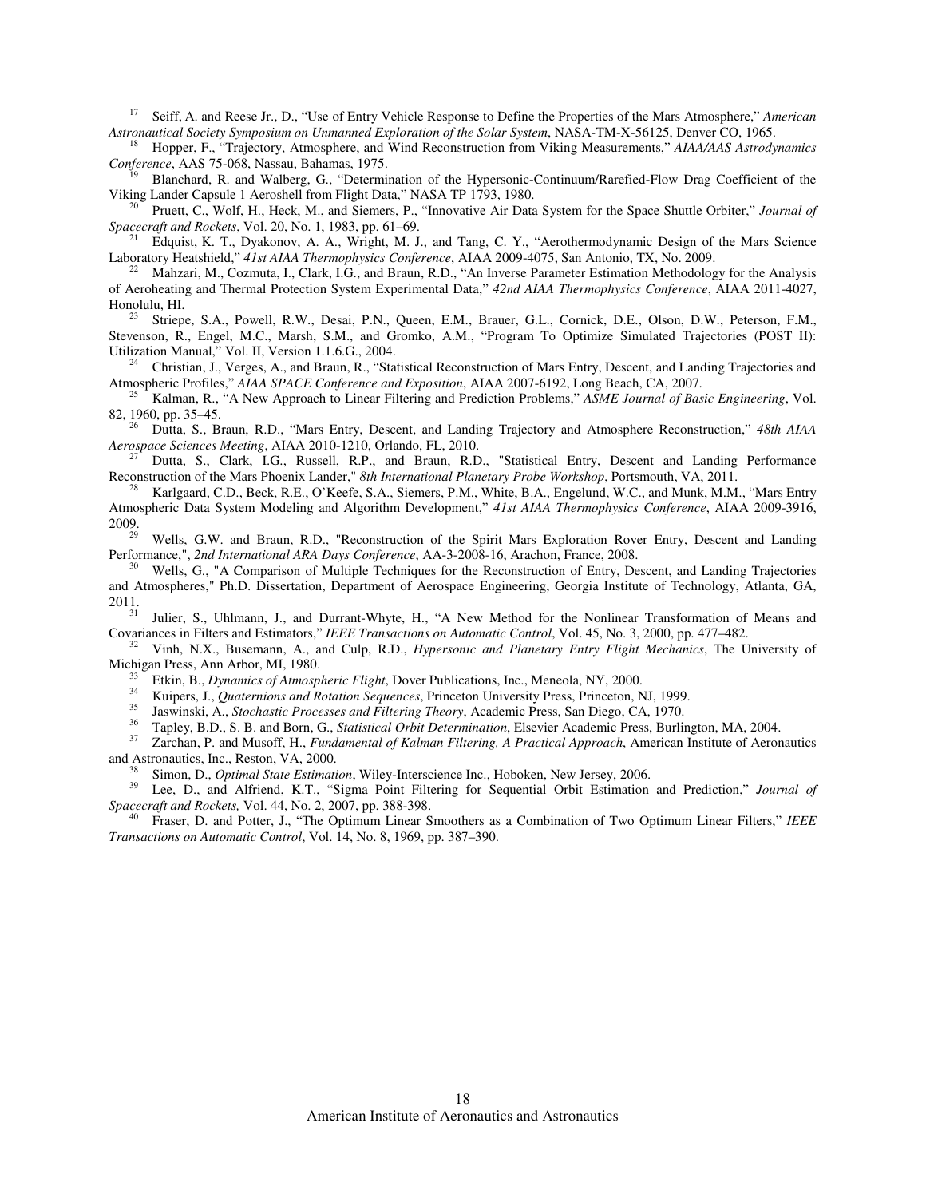[17] Seiff, A. and Reese Jr., D., "Use of Entry Vehicle Response to Define the Properties of the Mars Atmosphere," *American Astronautical Society Symposium on Unmanned Exploration of the Solar System*, NASA-TM-X-56125, Denver CO, 1965.

[18] Hopper, F., "Trajectory, Atmosphere, and Wind Reconstruction from Viking Measurements," *AIAA/AAS Astrodynamics Conference*, AAS 75-068, Nassau, Bahamas, 1975.

[19] Blanchard, R. and Walberg, G., "Determination of the Hypersonic-Continuum/Rarefied-Flow Drag Coefficient of the Viking Lander Capsule 1 Aeroshell from Flight Data," NASA TP 1793, 1980.

[20] Pruett, C., Wolf, H., Heck, M., and Siemers, P., "Innovative Air Data System for the Space Shuttle Orbiter," *Journal of Spacecraft and Rockets*, Vol. 20, No. 1, 1983, pp. 61–69.

[21] Edquist, K. T., Dyakonov, A. A., Wright, M. J., and Tang, C. Y., "Aerothermodynamic Design of the Mars Science Laboratory Heatshield," *41st AIAA Thermophysics Conference*, AIAA 2009-4075, San Antonio, TX, No. 2009.

[22] Mahzari, M., Cozmuta, I., Clark, I.G., and Braun, R.D., "An Inverse Parameter Estimation Methodology for the Analysis of Aeroheating and Thermal Protection System Experimental Data," *42nd AIAA Thermophysics Conference*, AIAA 2011-4027, Honolulu, HI.

[23] Striepe, S.A., Powell, R.W., Desai, P.N., Queen, E.M., Brauer, G.L., Cornick, D.E., Olson, D.W., Peterson, F.M., Stevenson, R., Engel, M.C., Marsh, S.M., and Gromko, A.M., "Program To Optimize Simulated Trajectories (POST II): Utilization Manual," Vol. II, Version 1.1.6.G., 2004.

[24] Christian, J., Verges, A., and Braun, R., "Statistical Reconstruction of Mars Entry, Descent, and Landing Trajectories and Atmospheric Profiles," *AIAA SPACE Conference and Exposition*, AIAA 2007-6192, Long Beach, CA, 2007.

[25] Kalman, R., "A New Approach to Linear Filtering and Prediction Problems," *ASME Journal of Basic Engineering*, Vol. 82, 1960, pp. 35–45.

[26] Dutta, S., Braun, R.D., "Mars Entry, Descent, and Landing Trajectory and Atmosphere Reconstruction," *48th AIAA Aerospace Sciences Meeting*, AIAA 2010-1210, Orlando, FL, 2010.

[27] Dutta, S., Clark, I.G., Russell, R.P., and Braun, R.D., "Statistical Entry, Descent and Landing Performance Reconstruction of the Mars Phoenix Lander," *8th International Planetary Probe Workshop*, Portsmouth, VA, 2011.

[28] Karlgaard, C.D., Beck, R.E., O'Keefe, S.A., Siemers, P.M., White, B.A., Engelund, W.C., and Munk, M.M., "Mars Entry Atmospheric Data System Modeling and Algorithm Development," *41st AIAA Thermophysics Conference*, AIAA 2009-3916, 2009.

[29] Wells, G.W. and Braun, R.D., "Reconstruction of the Spirit Mars Exploration Rover Entry, Descent and Landing Performance,", *2nd International ARA Days Conference*, AA-3-2008-16, Arachon, France, 2008.

[30] Wells, G., "A Comparison of Multiple Techniques for the Reconstruction of Entry, Descent, and Landing Trajectories and Atmospheres," Ph.D. Dissertation, Department of Aerospace Engineering, Georgia Institute of Technology, Atlanta, GA, 2011.

[31] Julier, S., Uhlmann, J., and Durrant-Whyte, H., "A New Method for the Nonlinear Transformation of Means and Covariances in Filters and Estimators," *IEEE Transactions on Automatic Control*, Vol. 45, No. 3, 2000, pp. 477–482.

[32] Vinh, N.X., Busemann, A., and Culp, R.D., *Hypersonic and Planetary Entry Flight Mechanics*, The University of Michigan Press, Ann Arbor, MI, 1980.

[33] Etkin, B., *Dynamics of Atmospheric Flight*, Dover Publications, Inc., Meneola, NY, 2000.

[34] Kuipers, J., *Quaternions and Rotation Sequences*, Princeton University Press, Princeton, NJ, 1999.

[35] Jaswinski, A., *Stochastic Processes and Filtering Theory*, Academic Press, San Diego, CA, 1970.

[36] Tapley, B.D., S. B. and Born, G., *Statistical Orbit Determination*, Elsevier Academic Press, Burlington, MA, 2004.

[37] Zarchan, P. and Musoff, H., *Fundamental of Kalman Filtering, A Practical Approach*, American Institute of Aeronautics and Astronautics, Inc., Reston, VA, 2000.

[38] Simon, D., *Optimal State Estimation*, Wiley-Interscience Inc., Hoboken, New Jersey, 2006.

[39] Lee, D., and Alfriend, K.T., "Sigma Point Filtering for Sequential Orbit Estimation and Prediction," *Journal of Spacecraft and Rockets,* Vol. 44, No. 2, 2007, pp. 388-398.

[40] Fraser, D. and Potter, J., "The Optimum Linear Smoothers as a Combination of Two Optimum Linear Filters," *IEEE Transactions on Automatic Control*, Vol. 14, No. 8, 1969, pp. 387–390.